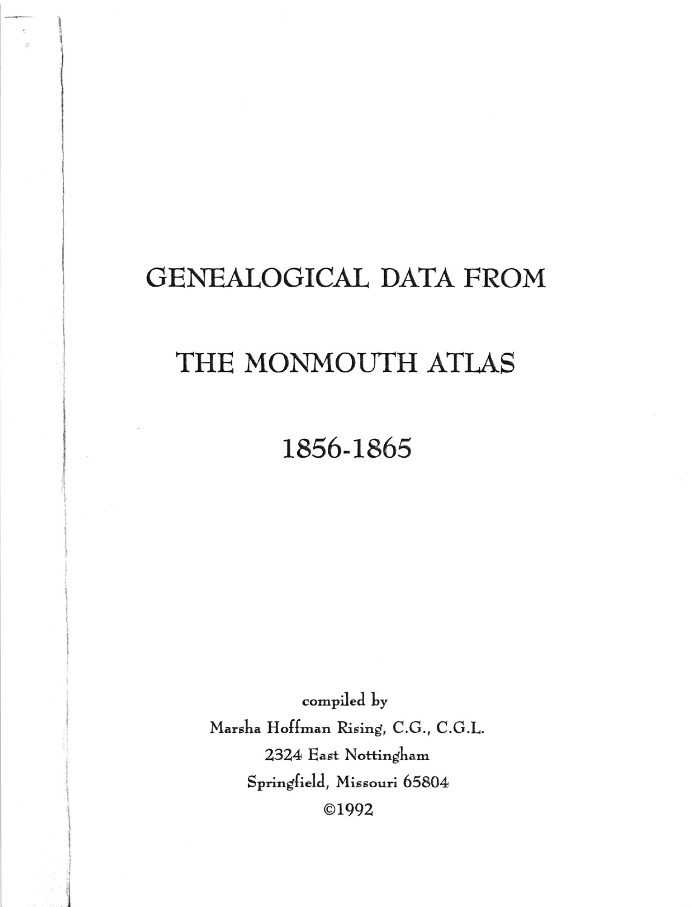# GENEALOGICAL DATA FROM

# THE MONMOUTH ATLAS

# 1856-1865

compiled by

Marsha Hoffman Rising, C.G., C.G.L.

2324 East Nottingham

Springfield, Missouri 65804

©1992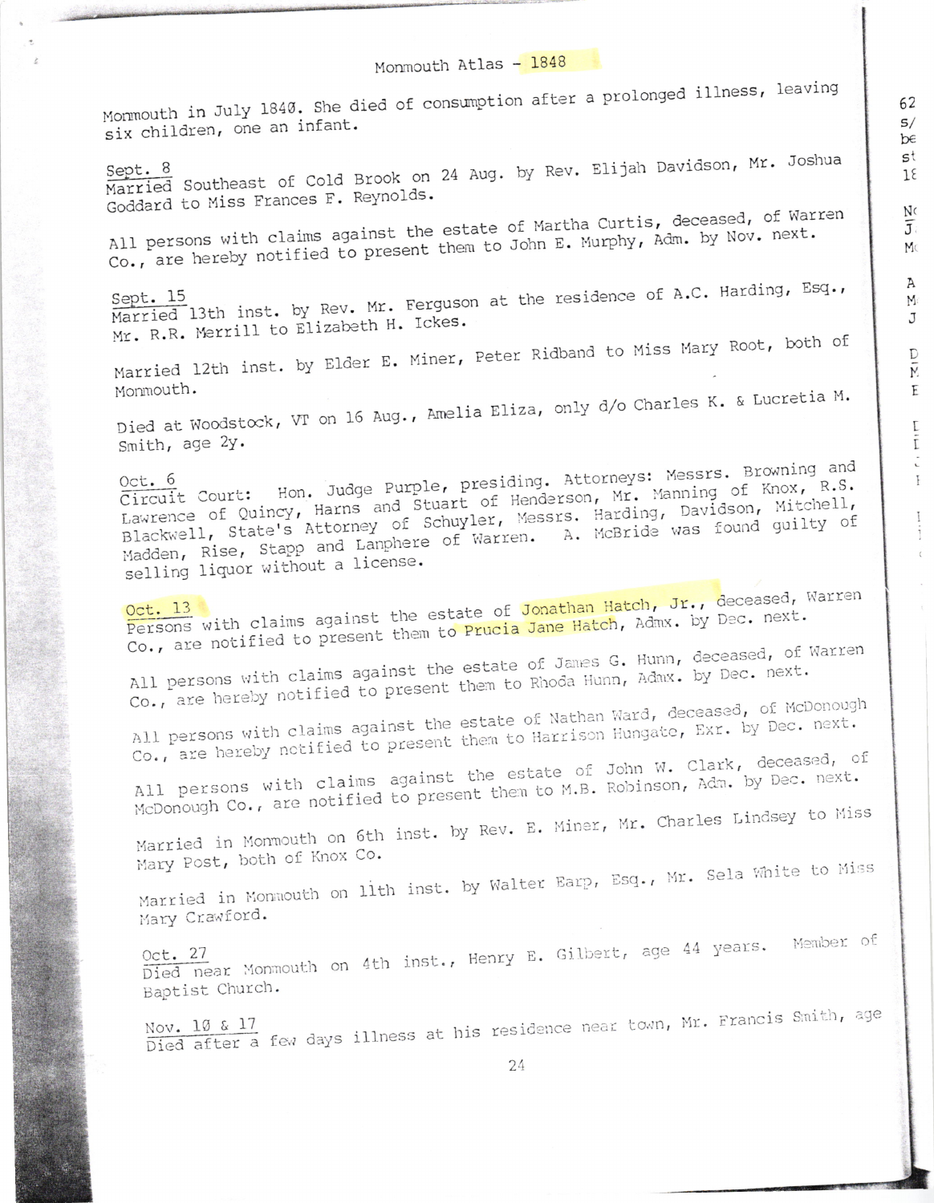Monmouth in July 1840. She died of consumption after a prolonged illness, leaving six children, one an infant.

Sept. 8
Married Southeast of Cold Brook on 24 Aug. by Rev. Elijah Davidson, Mr. Joshua Goddard to Miss Frances F. Reynolds.

All persons with claims against the estate of Martha Curtis, deceased, of Warren Co., are hereby notified to present them to John E. Murphy, Adm. by Nov. next.

Sept. 15
Married 13th inst. by Rev. Mr. Ferguson at the residence of A.C. Harding, Esq., Mr. R.R. Merrill to Elizabeth H. Ickes.

Married 12th inst. by Elder E. Miner, Peter Ridband to Miss Mary Root, both of Monmouth.

Died at Woodstock, VT on 16 Aug., Amelia Eliza, only d/o Charles K. & Lucretia M. Smith, age 2y.

Oct. 6
Circuit Court: Hon. Judge Purple, presiding. Attorneys: Messrs. Browning and Lawrence of Quincy, Harns and Stuart of Henderson, Mr. Manning of Knox, R.S. Blackwell, State's Attorney of Schuyler, Messrs. Harding, Davidson, Mitchell, Madden, Rise, Stapp and Lanphere of Warren. A. McBride was found guilty of selling liquor without a license.

Oct. 13
Persons with claims against the estate of Jonathan Hatch, Jr., deceased, Warren Co., are notified to present them to Prucia Jane Hatch, Admx. by Dec. next.

All persons with claims against the estate of James G. Hunn, deceased, of Warren Co., are hereby notified to present them to Rhoda Hunn, Admx. by Dec. next.

All persons with claims against the estate of Nathan Ward, deceased, of McDonough Co., are hereby notified to present them to Harrison Hungate, Exr. by Dec. next.

All persons with claims against the estate of John W. Clark, deceased, of McDonough Co., are notified to present them to M.B. Robinson, Adm. by Dec. next.

Married in Monmouth on 6th inst. by Rev. E. Miner, Mr. Charles Lindsey to Miss Mary Post, both of Knox Co.

Married in Monmouth on 11th inst. by Walter Earp, Esq., Mr. Sela White to Miss Mary Crawford.

Oct. 27
Died near Monmouth on 4th inst., Henry E. Gilbert, age 44 years. Member of Baptist Church.

Nov. 10 & 17
Died after a few days illness at his residence near town, Mr. Francis Smith, age